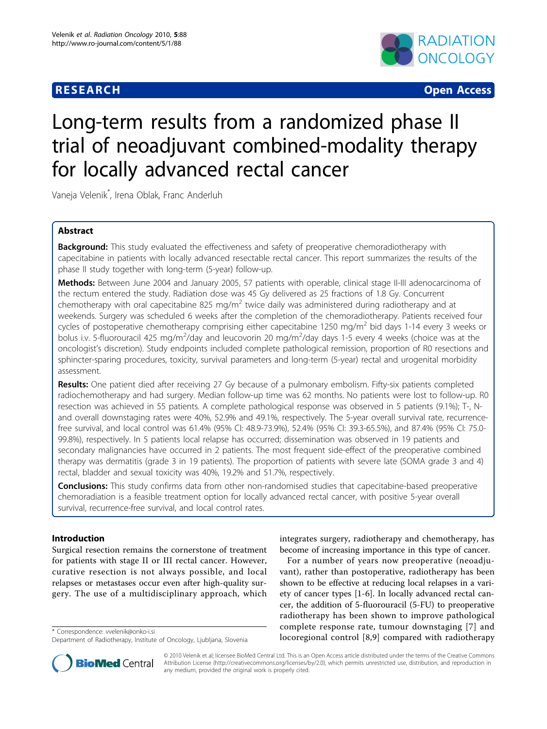RESEARCH Open Access

# Long-term results from a randomized phase II trial of neoadjuvant combined-modality therapy for locally advanced rectal cancer

Vaneja Velenik*, Irena Oblak, Franc Anderluh

## Abstract

**Background:** This study evaluated the effectiveness and safety of preoperative chemoradiotherapy with capecitabine in patients with locally advanced resectable rectal cancer. This report summarizes the results of the phase II study together with long-term (5-year) follow-up.

**Methods:** Between June 2004 and January 2005, 57 patients with operable, clinical stage II-III adenocarcinoma of the rectum entered the study. Radiation dose was 45 Gy delivered as 25 fractions of 1.8 Gy. Concurrent chemotherapy with oral capecitabine 825 mg/m$^2$ twice daily was administered during radiotherapy and at weekends. Surgery was scheduled 6 weeks after the completion of the chemoradiotherapy. Patients received four cycles of postoperative chemotherapy comprising either capecitabine 1250 mg/m$^2$ bid days 1-14 every 3 weeks or bolus i.v. 5-fluorouracil 425 mg/m$^2$/day and leucovorin 20 mg/m$^2$/day days 1-5 every 4 weeks (choice was at the oncologist's discretion). Study endpoints included complete pathological remission, proportion of R0 resections and sphincter-sparing procedures, toxicity, survival parameters and long-term (5-year) rectal and urogenital morbidity assessment.

**Results:** One patient died after receiving 27 Gy because of a pulmonary embolism. Fifty-six patients completed radiochemotherapy and had surgery. Median follow-up time was 62 months. No patients were lost to follow-up. R0 resection was achieved in 55 patients. A complete pathological response was observed in 5 patients (9.1%); T-, N- and overall downstaging rates were 40%, 52.9% and 49.1%, respectively. The 5-year overall survival rate, recurrence-free survival, and local control was 61.4% (95% CI: 48.9-73.9%), 52.4% (95% CI: 39.3-65.5%), and 87.4% (95% CI: 75.0-99.8%), respectively. In 5 patients local relapse has occurred; dissemination was observed in 19 patients and secondary malignancies have occurred in 2 patients. The most frequent side-effect of the preoperative combined therapy was dermatitis (grade 3 in 19 patients). The proportion of patients with severe late (SOMA grade 3 and 4) rectal, bladder and sexual toxicity was 40%, 19.2% and 51.7%, respectively.

**Conclusions:** This study confirms data from other non-randomised studies that capecitabine-based preoperative chemoradiation is a feasible treatment option for locally advanced rectal cancer, with positive 5-year overall survival, recurrence-free survival, and local control rates.

## Introduction

Surgical resection remains the cornerstone of treatment for patients with stage II or III rectal cancer. However, curative resection is not always possible, and local relapses or metastases occur even after high-quality surgery. The use of a multidisciplinary approach, which integrates surgery, radiotherapy and chemotherapy, has become of increasing importance in this type of cancer.

For a number of years now preoperative (neoadjuvant), rather than postoperative, radiotherapy has been shown to be effective at reducing local relapses in a variety of cancer types [1-6]. In locally advanced rectal cancer, the addition of 5-fluorouracil (5-FU) to preoperative radiotherapy has been shown to improve pathological complete response rate, tumour downstaging [7] and locoregional control [8,9] compared with radiotherapy

* Correspondence: vvelenik@onko-i.si
Department of Radiotherapy, Institute of Oncology, Ljubljana, Slovenia

© 2010 Velenik et al; licensee BioMed Central Ltd. This is an Open Access article distributed under the terms of the Creative Commons Attribution License (http://creativecommons.org/licenses/by/2.0), which permits unrestricted use, distribution, and reproduction in any medium, provided the original work is properly cited.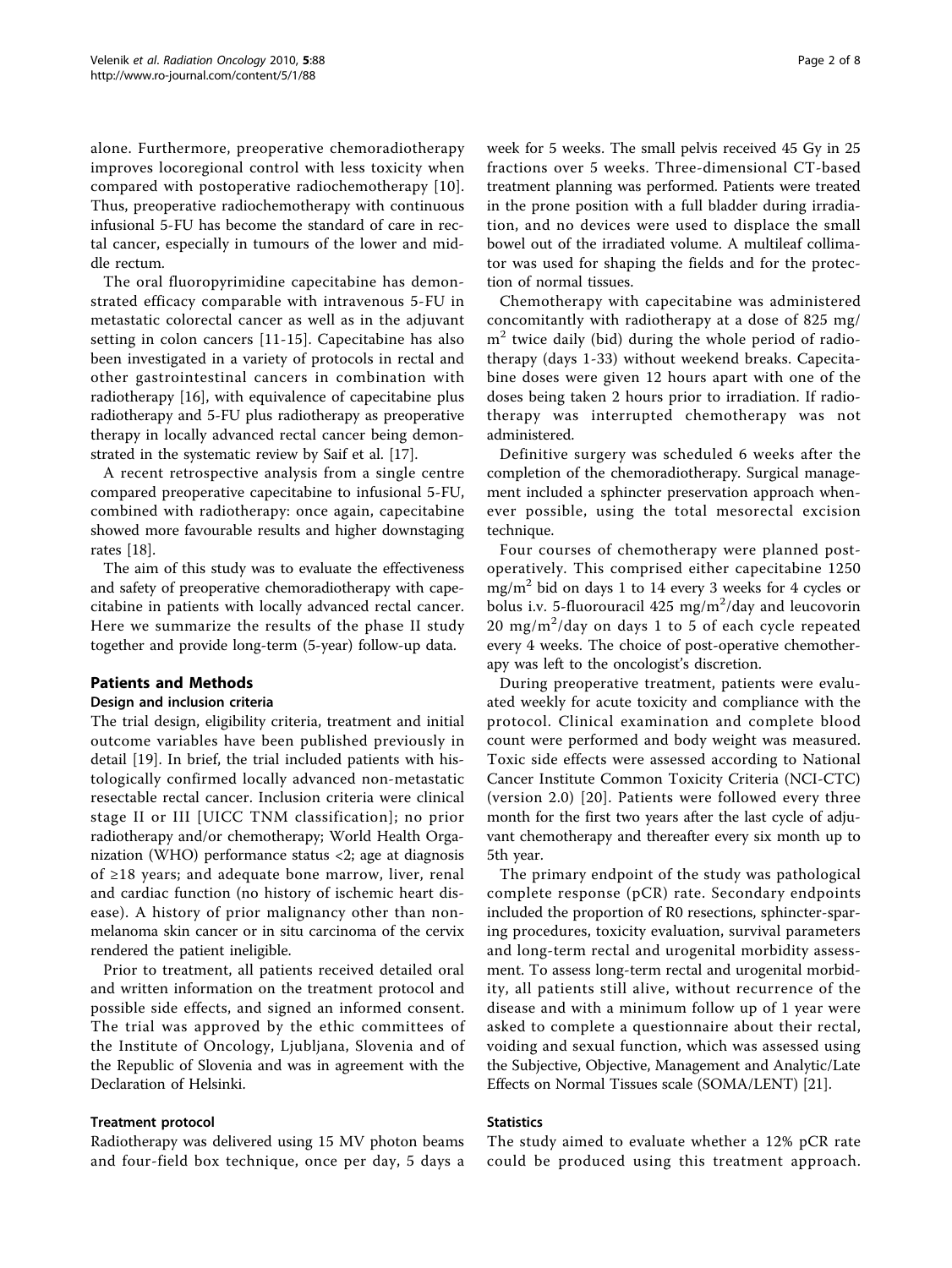alone. Furthermore, preoperative chemoradiotherapy improves locoregional control with less toxicity when compared with postoperative radiochemotherapy [10]. Thus, preoperative radiochemotherapy with continuous infusional 5-FU has become the standard of care in rectal cancer, especially in tumours of the lower and middle rectum.

The oral fluoropyrimidine capecitabine has demonstrated efficacy comparable with intravenous 5-FU in metastatic colorectal cancer as well as in the adjuvant setting in colon cancers [11-15]. Capecitabine has also been investigated in a variety of protocols in rectal and other gastrointestinal cancers in combination with radiotherapy [16], with equivalence of capecitabine plus radiotherapy and 5-FU plus radiotherapy as preoperative therapy in locally advanced rectal cancer being demonstrated in the systematic review by Saif et al. [17].

A recent retrospective analysis from a single centre compared preoperative capecitabine to infusional 5-FU, combined with radiotherapy: once again, capecitabine showed more favourable results and higher downstaging rates [18].

The aim of this study was to evaluate the effectiveness and safety of preoperative chemoradiotherapy with capecitabine in patients with locally advanced rectal cancer. Here we summarize the results of the phase II study together and provide long-term (5-year) follow-up data.

## Patients and Methods

### Design and inclusion criteria

The trial design, eligibility criteria, treatment and initial outcome variables have been published previously in detail [19]. In brief, the trial included patients with histologically confirmed locally advanced non-metastatic resectable rectal cancer. Inclusion criteria were clinical stage II or III [UICC TNM classification]; no prior radiotherapy and/or chemotherapy; World Health Organization (WHO) performance status <2; age at diagnosis of ≥18 years; and adequate bone marrow, liver, renal and cardiac function (no history of ischemic heart disease). A history of prior malignancy other than non-melanoma skin cancer or in situ carcinoma of the cervix rendered the patient ineligible.

Prior to treatment, all patients received detailed oral and written information on the treatment protocol and possible side effects, and signed an informed consent. The trial was approved by the ethic committees of the Institute of Oncology, Ljubljana, Slovenia and of the Republic of Slovenia and was in agreement with the Declaration of Helsinki.

### Treatment protocol

Radiotherapy was delivered using 15 MV photon beams and four-field box technique, once per day, 5 days a week for 5 weeks. The small pelvis received 45 Gy in 25 fractions over 5 weeks. Three-dimensional CT-based treatment planning was performed. Patients were treated in the prone position with a full bladder during irradiation, and no devices were used to displace the small bowel out of the irradiated volume. A multileaf collimator was used for shaping the fields and for the protection of normal tissues.

Chemotherapy with capecitabine was administered concomitantly with radiotherapy at a dose of 825 mg/m$^2$ twice daily (bid) during the whole period of radiotherapy (days 1-33) without weekend breaks. Capecitabine doses were given 12 hours apart with one of the doses being taken 2 hours prior to irradiation. If radiotherapy was interrupted chemotherapy was not administered.

Definitive surgery was scheduled 6 weeks after the completion of the chemoradiotherapy. Surgical management included a sphincter preservation approach whenever possible, using the total mesorectal excision technique.

Four courses of chemotherapy were planned postoperatively. This comprised either capecitabine 1250 mg/m$^2$ bid on days 1 to 14 every 3 weeks for 4 cycles or bolus i.v. 5-fluorouracil 425 mg/m$^2$/day and leucovorin 20 mg/m$^2$/day on days 1 to 5 of each cycle repeated every 4 weeks. The choice of post-operative chemotherapy was left to the oncologist's discretion.

During preoperative treatment, patients were evaluated weekly for acute toxicity and compliance with the protocol. Clinical examination and complete blood count were performed and body weight was measured. Toxic side effects were assessed according to National Cancer Institute Common Toxicity Criteria (NCI-CTC) (version 2.0) [20]. Patients were followed every three month for the first two years after the last cycle of adjuvant chemotherapy and thereafter every six month up to 5th year.

The primary endpoint of the study was pathological complete response (pCR) rate. Secondary endpoints included the proportion of R0 resections, sphincter-sparing procedures, toxicity evaluation, survival parameters and long-term rectal and urogenital morbidity assessment. To assess long-term rectal and urogenital morbidity, all patients still alive, without recurrence of the disease and with a minimum follow up of 1 year were asked to complete a questionnaire about their rectal, voiding and sexual function, which was assessed using the Subjective, Objective, Management and Analytic/Late Effects on Normal Tissues scale (SOMA/LENT) [21].

### Statistics

The study aimed to evaluate whether a 12% pCR rate could be produced using this treatment approach.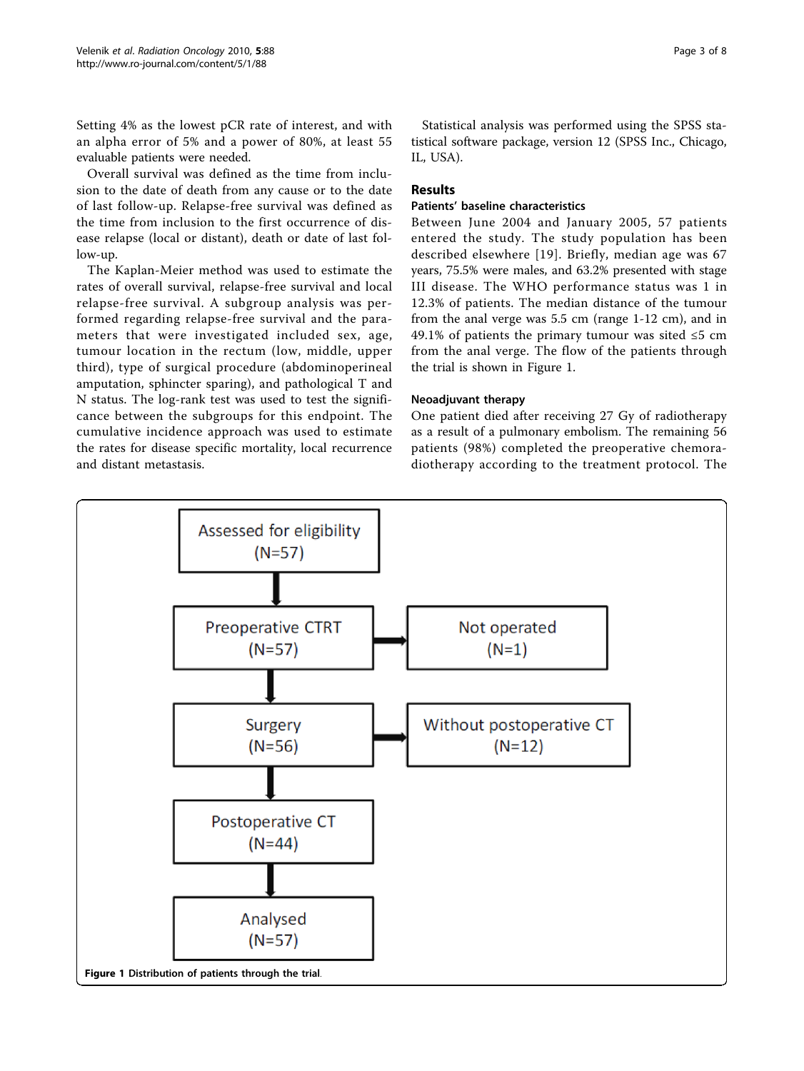Setting 4% as the lowest pCR rate of interest, and with an alpha error of 5% and a power of 80%, at least 55 evaluable patients were needed.

Overall survival was defined as the time from inclusion to the date of death from any cause or to the date of last follow-up. Relapse-free survival was defined as the time from inclusion to the first occurrence of disease relapse (local or distant), death or date of last follow-up.

The Kaplan-Meier method was used to estimate the rates of overall survival, relapse-free survival and local relapse-free survival. A subgroup analysis was performed regarding relapse-free survival and the parameters that were investigated included sex, age, tumour location in the rectum (low, middle, upper third), type of surgical procedure (abdominoperineal amputation, sphincter sparing), and pathological T and N status. The log-rank test was used to test the significance between the subgroups for this endpoint. The cumulative incidence approach was used to estimate the rates for disease specific mortality, local recurrence and distant metastasis.

Statistical analysis was performed using the SPSS statistical software package, version 12 (SPSS Inc., Chicago, IL, USA).

## Results

### Patients' baseline characteristics

Between June 2004 and January 2005, 57 patients entered the study. The study population has been described elsewhere [19]. Briefly, median age was 67 years, 75.5% were males, and 63.2% presented with stage III disease. The WHO performance status was 1 in 12.3% of patients. The median distance of the tumour from the anal verge was 5.5 cm (range 1-12 cm), and in 49.1% of patients the primary tumour was sited ≤5 cm from the anal verge. The flow of the patients through the trial is shown in Figure 1.

### Neoadjuvant therapy

One patient died after receiving 27 Gy of radiotherapy as a result of a pulmonary embolism. The remaining 56 patients (98%) completed the preoperative chemoradiotherapy according to the treatment protocol. The

Assessed for eligibility (N=57) → Preoperative CTRT (N=57) → Not operated (N=1); Surgery (N=56) → Without postoperative CT (N=12); Postoperative CT (N=44) → Analysed (N=57)

**Figure 1** Distribution of patients through the trial.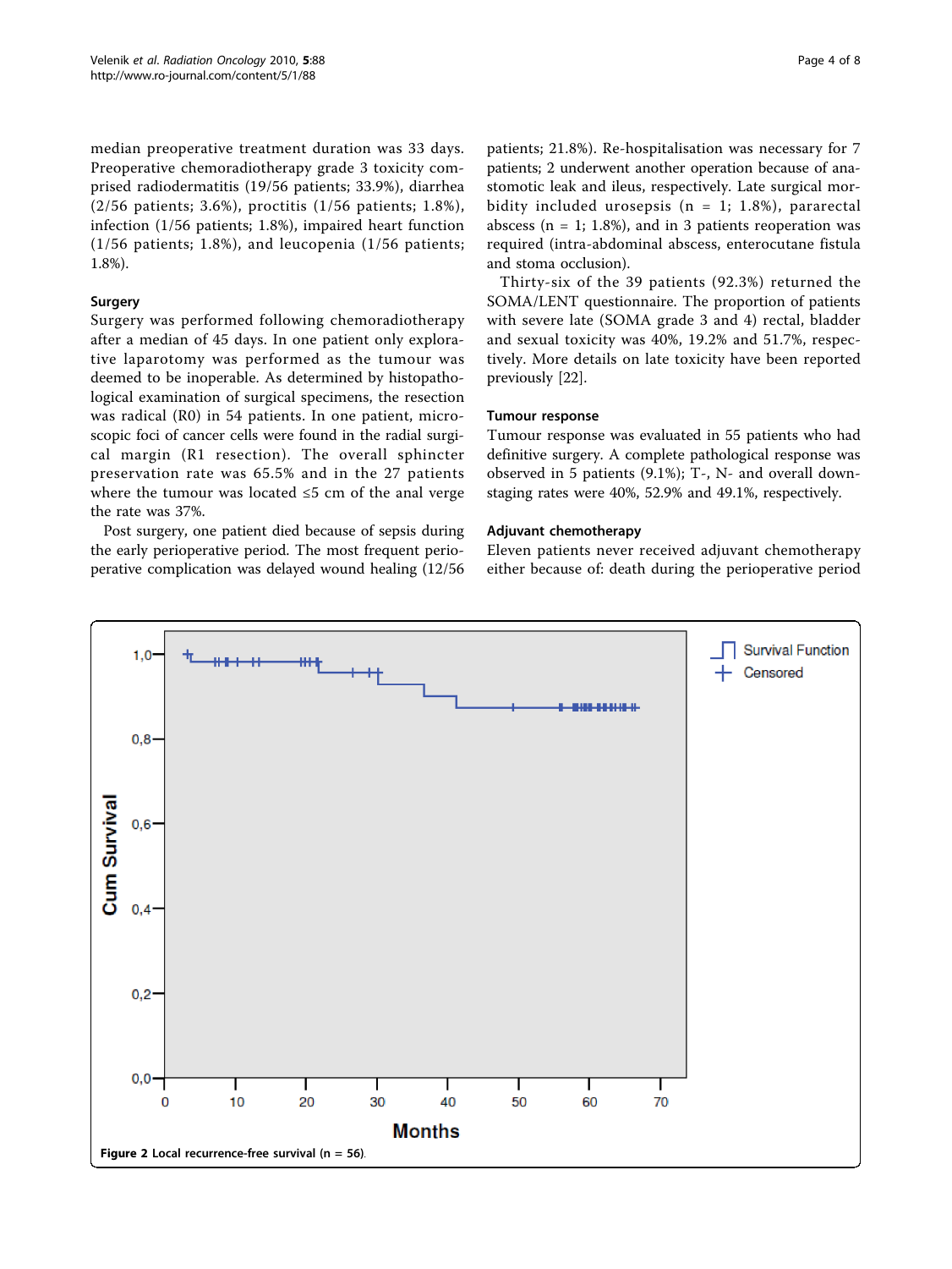median preoperative treatment duration was 33 days. Preoperative chemoradiotherapy grade 3 toxicity comprised radiodermatitis (19/56 patients; 33.9%), diarrhea (2/56 patients; 3.6%), proctitis (1/56 patients; 1.8%), infection (1/56 patients; 1.8%), impaired heart function (1/56 patients; 1.8%), and leucopenia (1/56 patients; 1.8%).

### Surgery

Surgery was performed following chemoradiotherapy after a median of 45 days. In one patient only explorative laparotomy was performed as the tumour was deemed to be inoperable. As determined by histopathological examination of surgical specimens, the resection was radical (R0) in 54 patients. In one patient, microscopic foci of cancer cells were found in the radial surgical margin (R1 resection). The overall sphincter preservation rate was 65.5% and in the 27 patients where the tumour was located ≤5 cm of the anal verge the rate was 37%.

Post surgery, one patient died because of sepsis during the early perioperative period. The most frequent perioperative complication was delayed wound healing (12/56 patients; 21.8%). Re-hospitalisation was necessary for 7 patients; 2 underwent another operation because of anastomotic leak and ileus, respectively. Late surgical morbidity included urosepsis (n = 1; 1.8%), pararectal abscess (n = 1; 1.8%), and in 3 patients reoperation was required (intra-abdominal abscess, enterocutane fistula and stoma occlusion).

Thirty-six of the 39 patients (92.3%) returned the SOMA/LENT questionnaire. The proportion of patients with severe late (SOMA grade 3 and 4) rectal, bladder and sexual toxicity was 40%, 19.2% and 51.7%, respectively. More details on late toxicity have been reported previously [22].

### Tumour response

Tumour response was evaluated in 55 patients who had definitive surgery. A complete pathological response was observed in 5 patients (9.1%); T-, N- and overall downstaging rates were 40%, 52.9% and 49.1%, respectively.

### Adjuvant chemotherapy

Eleven patients never received adjuvant chemotherapy either because of: death during the perioperative period

**Figure 2** Local recurrence-free survival (n = 56).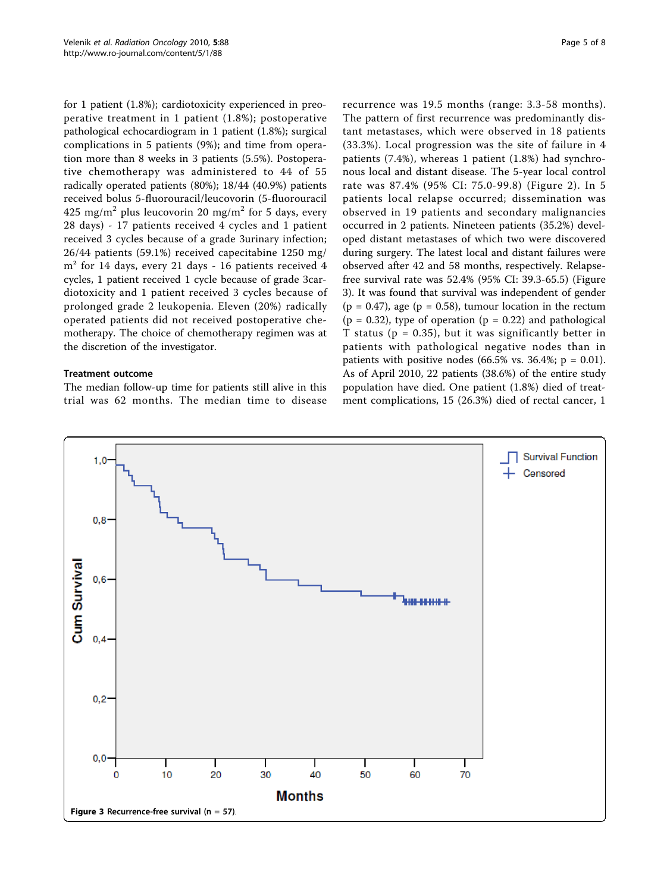for 1 patient (1.8%); cardiotoxicity experienced in preoperative treatment in 1 patient (1.8%); postoperative pathological echocardiogram in 1 patient (1.8%); surgical complications in 5 patients (9%); and time from operation more than 8 weeks in 3 patients (5.5%). Postoperative chemotherapy was administered to 44 of 55 radically operated patients (80%); 18/44 (40.9%) patients received bolus 5-fluorouracil/leucovorin (5-fluorouracil 425 mg/m$^2$ plus leucovorin 20 mg/m$^2$ for 5 days, every 28 days) - 17 patients received 4 cycles and 1 patient received 3 cycles because of a grade 3urinary infection; 26/44 patients (59.1%) received capecitabine 1250 mg/m$^2$ for 14 days, every 21 days - 16 patients received 4 cycles, 1 patient received 1 cycle because of grade 3cardiotoxicity and 1 patient received 3 cycles because of prolonged grade 2 leukopenia. Eleven (20%) radically operated patients did not received postoperative chemotherapy. The choice of chemotherapy regimen was at the discretion of the investigator.

### Treatment outcome

The median follow-up time for patients still alive in this trial was 62 months. The median time to disease recurrence was 19.5 months (range: 3.3-58 months). The pattern of first recurrence was predominantly distant metastases, which were observed in 18 patients (33.3%). Local progression was the site of failure in 4 patients (7.4%), whereas 1 patient (1.8%) had synchronous local and distant disease. The 5-year local control rate was 87.4% (95% CI: 75.0-99.8) (Figure 2). In 5 patients local relapse occurred; dissemination was observed in 19 patients and secondary malignancies occurred in 2 patients. Nineteen patients (35.2%) developed distant metastases of which two were discovered during surgery. The latest local and distant failures were observed after 42 and 58 months, respectively. Relapse-free survival rate was 52.4% (95% CI: 39.3-65.5) (Figure 3). It was found that survival was independent of gender ($p = 0.47$), age ($p = 0.58$), tumour location in the rectum ($p = 0.32$), type of operation ($p = 0.22$) and pathological T status ($p = 0.35$), but it was significantly better in patients with pathological negative nodes than in patients with positive nodes (66.5% vs. 36.4%; $p = 0.01$). As of April 2010, 22 patients (38.6%) of the entire study population have died. One patient (1.8%) died of treatment complications, 15 (26.3%) died of rectal cancer, 1

**Figure 3** Recurrence-free survival (n = 57).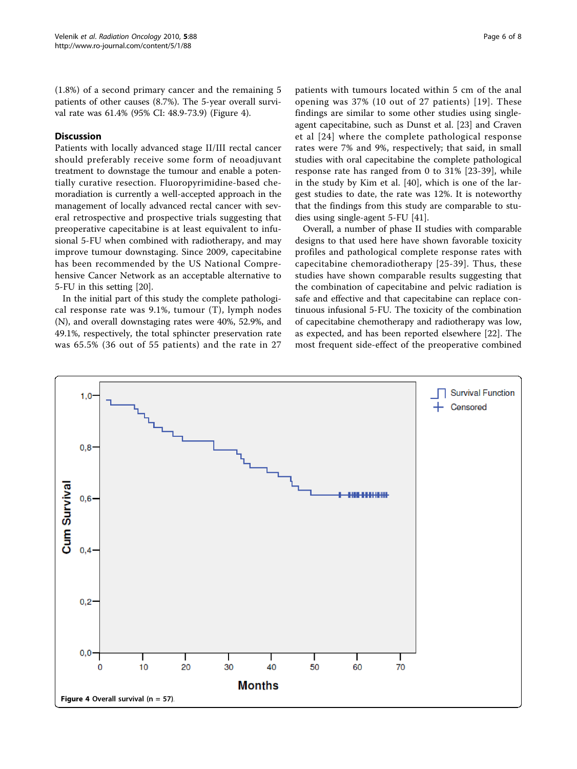(1.8%) of a second primary cancer and the remaining 5 patients of other causes (8.7%). The 5-year overall survival rate was 61.4% (95% CI: 48.9-73.9) (Figure 4).

## Discussion

Patients with locally advanced stage II/III rectal cancer should preferably receive some form of neoadjuvant treatment to downstage the tumour and enable a potentially curative resection. Fluoropyrimidine-based chemoradiation is currently a well-accepted approach in the management of locally advanced rectal cancer with several retrospective and prospective trials suggesting that preoperative capecitabine is at least equivalent to infusional 5-FU when combined with radiotherapy, and may improve tumour downstaging. Since 2009, capecitabine has been recommended by the US National Comprehensive Cancer Network as an acceptable alternative to 5-FU in this setting [20].

In the initial part of this study the complete pathological response rate was 9.1%, tumour (T), lymph nodes (N), and overall downstaging rates were 40%, 52.9%, and 49.1%, respectively, the total sphincter preservation rate was 65.5% (36 out of 55 patients) and the rate in 27 patients with tumours located within 5 cm of the anal opening was 37% (10 out of 27 patients) [19]. These findings are similar to some other studies using single-agent capecitabine, such as Dunst et al. [23] and Craven et al [24] where the complete pathological response rates were 7% and 9%, respectively; that said, in small studies with oral capecitabine the complete pathological response rate has ranged from 0 to 31% [23-39], while in the study by Kim et al. [40], which is one of the largest studies to date, the rate was 12%. It is noteworthy that the findings from this study are comparable to studies using single-agent 5-FU [41].

Overall, a number of phase II studies with comparable designs to that used here have shown favorable toxicity profiles and pathological complete response rates with capecitabine chemoradiotherapy [25-39]. Thus, these studies have shown comparable results suggesting that the combination of capecitabine and pelvic radiation is safe and effective and that capecitabine can replace continuous infusional 5-FU. The toxicity of the combination of capecitabine chemotherapy and radiotherapy was low, as expected, and has been reported elsewhere [22]. The most frequent side-effect of the preoperative combined

**Figure 4** Overall survival (n = 57).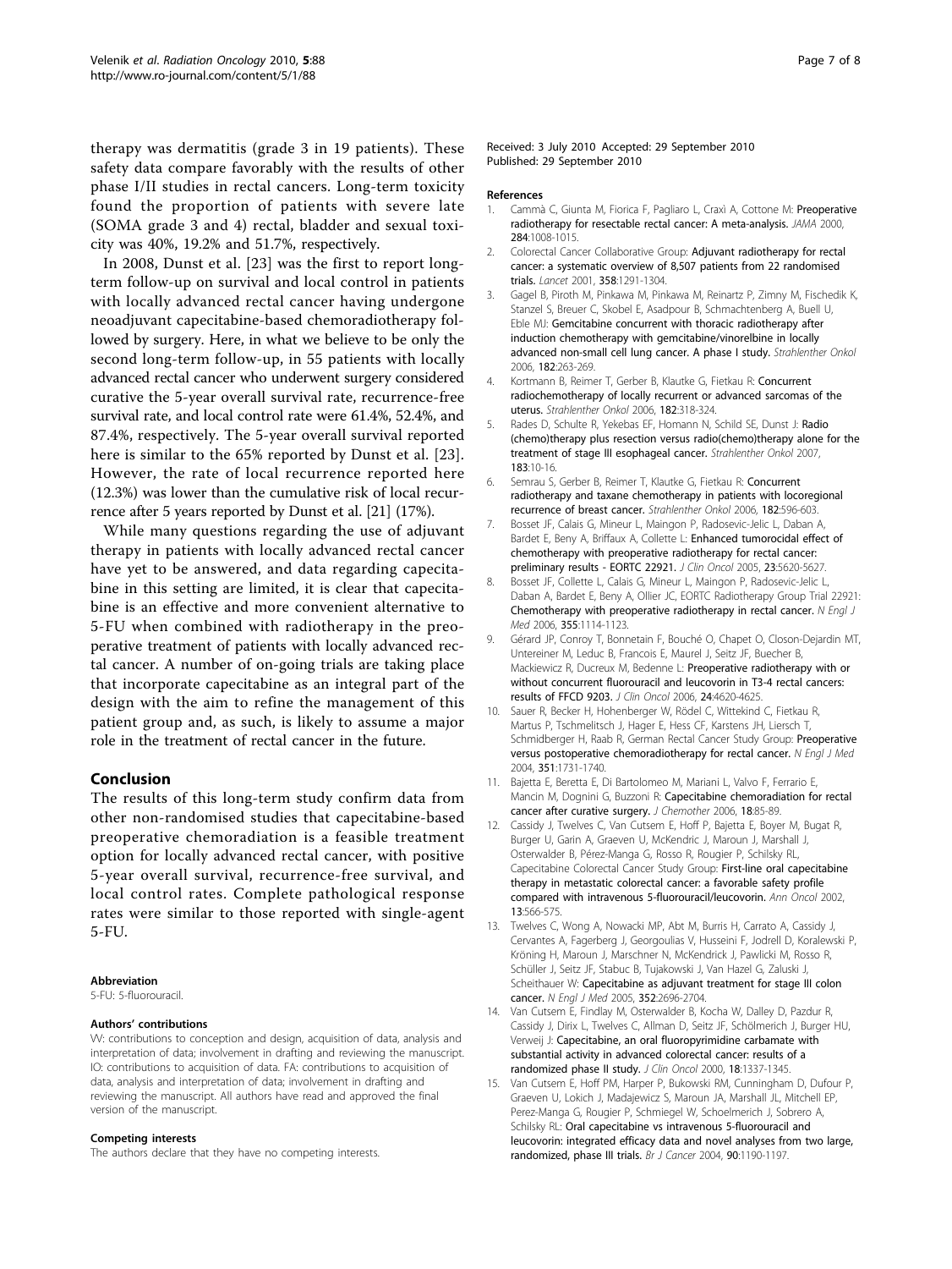therapy was dermatitis (grade 3 in 19 patients). These safety data compare favorably with the results of other phase I/II studies in rectal cancers. Long-term toxicity found the proportion of patients with severe late (SOMA grade 3 and 4) rectal, bladder and sexual toxicity was 40%, 19.2% and 51.7%, respectively.

In 2008, Dunst et al. [23] was the first to report long-term follow-up on survival and local control in patients with locally advanced rectal cancer having undergone neoadjuvant capecitabine-based chemoradiotherapy followed by surgery. Here, in what we believe to be only the second long-term follow-up, in 55 patients with locally advanced rectal cancer who underwent surgery considered curative the 5-year overall survival rate, recurrence-free survival rate, and local control rate were 61.4%, 52.4%, and 87.4%, respectively. The 5-year overall survival reported here is similar to the 65% reported by Dunst et al. [23]. However, the rate of local recurrence reported here (12.3%) was lower than the cumulative risk of local recurrence after 5 years reported by Dunst et al. [21] (17%).

While many questions regarding the use of adjuvant therapy in patients with locally advanced rectal cancer have yet to be answered, and data regarding capecitabine in this setting are limited, it is clear that capecitabine is an effective and more convenient alternative to 5-FU when combined with radiotherapy in the preoperative treatment of patients with locally advanced rectal cancer. A number of on-going trials are taking place that incorporate capecitabine as an integral part of the design with the aim to refine the management of this patient group and, as such, is likely to assume a major role in the treatment of rectal cancer in the future.

## Conclusion

The results of this long-term study confirm data from other non-randomised studies that capecitabine-based preoperative chemoradiation is a feasible treatment option for locally advanced rectal cancer, with positive 5-year overall survival, recurrence-free survival, and local control rates. Complete pathological response rates were similar to those reported with single-agent 5-FU.

#### Abbreviation

5-FU: 5-fluorouracil.

#### Authors' contributions

VV: contributions to conception and design, acquisition of data, analysis and interpretation of data; involvement in drafting and reviewing the manuscript. IO: contributions to acquisition of data. FA: contributions to acquisition of data, analysis and interpretation of data; involvement in drafting and reviewing the manuscript. All authors have read and approved the final version of the manuscript.

#### Competing interests

The authors declare that they have no competing interests.

Received: 3 July 2010 Accepted: 29 September 2010
Published: 29 September 2010

#### References

1. Cammà C, Giunta M, Fiorica F, Pagliaro L, Craxì A, Cottone M: **Preoperative radiotherapy for resectable rectal cancer: A meta-analysis.** *JAMA* 2000, **284**:1008-1015.
2. Colorectal Cancer Collaborative Group: **Adjuvant radiotherapy for rectal cancer: a systematic overview of 8,507 patients from 22 randomised trials.** *Lancet* 2001, **358**:1291-1304.
3. Gagel B, Piroth M, Pinkawa M, Pinkawa M, Reinartz P, Zimny M, Fischedik K, Stanzel S, Breuer C, Skobel E, Asadpour B, Schmachtenberg A, Buell U, Eble MJ: **Gemcitabine concurrent with thoracic radiotherapy after induction chemotherapy with gemcitabine/vinorelbine in locally advanced non-small cell lung cancer. A phase I study.** *Strahlenther Onkol* 2006, **182**:263-269.
4. Kortmann B, Reimer T, Gerber B, Klautke G, Fietkau R: **Concurrent radiochemotherapy of locally recurrent or advanced sarcomas of the uterus.** *Strahlenther Onkol* 2006, **182**:318-324.
5. Rades D, Schulte R, Yekebas EF, Homann N, Schild SE, Dunst J: **Radio (chemo)therapy plus resection versus radio(chemo)therapy alone for the treatment of stage III esophageal cancer.** *Strahlenther Onkol* 2007, **183**:10-16.
6. Semrau S, Gerber B, Reimer T, Klautke G, Fietkau R: **Concurrent radiotherapy and taxane chemotherapy in patients with locoregional recurrence of breast cancer.** *Strahlenther Onkol* 2006, **182**:596-603.
7. Bosset JF, Calais G, Mineur L, Maingon P, Radosevic-Jelic L, Daban A, Bardet E, Beny A, Briffaux A, Collette L: **Enhanced tumorocidal effect of chemotherapy with preoperative radiotherapy for rectal cancer: preliminary results - EORTC 22921.** *J Clin Oncol* 2005, **23**:5620-5627.
8. Bosset JF, Collette L, Calais G, Mineur L, Maingon P, Radosevic-Jelic L, Daban A, Bardet E, Beny A, Ollier JC, EORTC Radiotherapy Group Trial 22921: **Chemotherapy with preoperative radiotherapy in rectal cancer.** *N Engl J Med* 2006, **355**:1114-1123.
9. Gérard JP, Conroy T, Bonnetain F, Bouché O, Chapet O, Closon-Dejardin MT, Untereiner M, Leduc B, Francois E, Maurel J, Seitz JF, Buecher B, Mackiewicz R, Ducreux M, Bedenne L: **Preoperative radiotherapy with or without concurrent fluorouracil and leucovorin in T3-4 rectal cancers: results of FFCD 9203.** *J Clin Oncol* 2006, **24**:4620-4625.
10. Sauer R, Becker H, Hohenberger W, Rödel C, Wittekind C, Fietkau R, Martus P, Tschmelitsch J, Hager E, Hess CF, Karstens JH, Liersch T, Schmidberger H, Raab R, German Rectal Cancer Study Group: **Preoperative versus postoperative chemoradiotherapy for rectal cancer.** *N Engl J Med* 2004, **351**:1731-1740.
11. Bajetta E, Beretta E, Di Bartolomeo M, Mariani L, Valvo F, Ferrario E, Mancin M, Dognini G, Buzzoni R: **Capecitabine chemoradiation for rectal cancer after curative surgery.** *J Chemother* 2006, **18**:85-89.
12. Cassidy J, Twelves C, Van Cutsem E, Hoff P, Bajetta E, Boyer M, Bugat R, Burger U, Garin A, Graeven U, McKendric J, Maroun J, Marshall J, Osterwalder B, Pérez-Manga G, Rosso R, Rougier P, Schilsky RL, Capecitabine Colorectal Cancer Study Group: **First-line oral capecitabine therapy in metastatic colorectal cancer: a favorable safety profile compared with intravenous 5-fluorouracil/leucovorin.** *Ann Oncol* 2002, **13**:566-575.
13. Twelves C, Wong A, Nowacki MP, Abt M, Burris H, Carrato A, Cassidy J, Cervantes A, Fagerberg J, Georgoulias V, Husseini F, Jodrell D, Koralewski P, Kröning H, Maroun J, Marschner N, McKendrick J, Pawlicki M, Rosso R, Schüller J, Seitz JF, Stabuc B, Tujakowski J, Van Hazel G, Zaluski J, Scheithauer W: **Capecitabine as adjuvant treatment for stage III colon cancer.** *N Engl J Med* 2005, **352**:2696-2704.
14. Van Cutsem E, Findlay M, Osterwalder B, Kocha W, Dalley D, Pazdur R, Cassidy J, Dirix L, Twelves C, Allman D, Seitz JF, Schölmerich J, Burger HU, Verweij J: **Capecitabine, an oral fluoropyrimidine carbamate with substantial activity in advanced colorectal cancer: results of a randomized phase II study.** *J Clin Oncol* 2000, **18**:1337-1345.
15. Van Cutsem E, Hoff PM, Harper P, Bukowski RM, Cunningham D, Dufour P, Graeven U, Lokich J, Madajewicz S, Maroun JA, Marshall JL, Mitchell EP, Perez-Manga G, Rougier P, Schmiegel W, Schoelmerich J, Sobrero A, Schilsky RL: **Oral capecitabine vs intravenous 5-fluorouracil and leucovorin: integrated efficacy data and novel analyses from two large, randomized, phase III trials.** *Br J Cancer* 2004, **90**:1190-1197.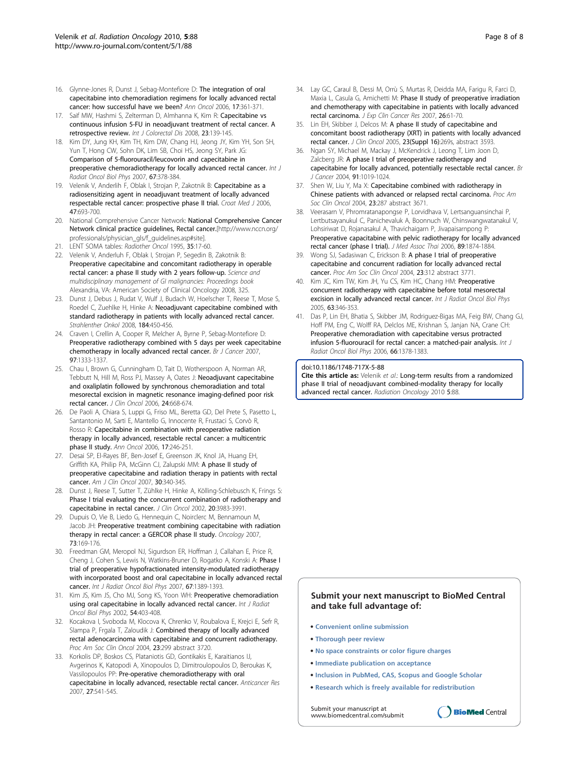16. Glynne-Jones R, Dunst J, Sebag-Montefiore D: **The integration of oral capecitabine into chemoradiation regimens for locally advanced rectal cancer: how successful have we been?** *Ann Oncol* 2006, **17**:361-371.
17. Saif MW, Hashmi S, Zelterman D, Almhanna K, Kim R: **Capecitabine vs continuous infusion 5-FU in neoadjuvant treatment of rectal cancer. A retrospective review.** *Int J Colorectal Dis* 2008, **23**:139-145.
18. Kim DY, Jung KH, Kim TH, Kim DW, Chang HJ, Jeong JY, Kim YH, Son SH, Yun T, Hong CW, Sohn DK, Lim SB, Choi HS, Jeong SY, Park JG: **Comparison of 5-fluorouracil/leucovorin and capecitabine in preoperative chemoradiotherapy for locally advanced rectal cancer.** *Int J Radiat Oncol Biol Phys* 2007, **67**:378-384.
19. Velenik V, Anderlih F, Oblak I, Strojan P, Zakotnik B: **Capecitabine as a radiosensitizing agent in neoadjuvant treatment of locally advanced respectable rectal cancer: prospective phase II trial.** *Croat Med J* 2006, **47**:693-700.
20. National Comprehensive Cancer Network: **National Comprehensive Cancer Network clinical practice guidelines, Rectal cancer.**[http://www.nccn.org/professionals/physician_gls/f_guidelines.asp#site].
21. LENT SOMA tables: *Radiother Oncol* 1995, **35**:17-60.
22. Velenik V, Anderluh F, Oblak I, Strojan P, Segedin B, Zakotnik B: **Preoperative capecitabine and concomitant radiotherapy in operable rectal cancer: a phase II study with 2 years follow-up.** *Science and multidisciplinary management of GI malignancies: Proceedings book* Alexandria, VA: American Society of Clinical Oncology 2008, 325.
23. Dunst J, Debus J, Rudat V, Wulf J, Budach W, Hoelscher T, Reese T, Mose S, Roedel C, Zuehlke H, Hinke A: **Neoadjuvant capecitabine combined with standard radiotherapy in patients with locally advanced rectal cancer.** *Strahlenther Onkol* 2008, **184**:450-456.
24. Craven I, Crellin A, Cooper R, Melcher A, Byrne P, Sebag-Montefiore D: **Preoperative radiotherapy combined with 5 days per week capecitabine chemotherapy in locally advanced rectal cancer.** *Br J Cancer* 2007, **97**:1333-1337.
25. Chau I, Brown G, Cunningham D, Tait D, Wotherspoon A, Norman AR, Tebbutt N, Hill M, Ross PJ, Massey A, Oates J: **Neoadjuvant capecitabine and oxaliplatin followed by synchronous chemoradiation and total mesorectal excision in magnetic resonance imaging-defined poor risk rectal cancer.** *J Clin Oncol* 2006, **24**:668-674.
26. De Paoli A, Chiara S, Luppi G, Friso ML, Beretta GD, Del Prete S, Pasetto L, Santantonio M, Sarti E, Mantello G, Innocente R, Frustaci S, Corvò R, Rosso R: **Capecitabine in combination with preoperative radiation therapy in locally advanced, resectable rectal cancer: a multicentric phase II study.** *Ann Oncol* 2006, **17**:246-251.
27. Desai SP, El-Rayes BF, Ben-Josef E, Greenson JK, Knol JA, Huang EH, Griffith KA, Philip PA, McGinn CJ, Zalupski MM: **A phase II study of preoperative capecitabine and radiation therapy in patients with rectal cancer.** *Am J Clin Oncol* 2007, **30**:340-345.
28. Dunst J, Reese T, Sutter T, Zühlke H, Hinke A, Kölling-Schlebusch K, Frings S: **Phase I trial evaluating the concurrent combination of radiotherapy and capecitabine in rectal cancer.** *J Clin Oncol* 2002, **20**:3983-3991.
29. Dupuis O, Vie B, Liedo G, Hennequin C, Noirclerc M, Bennamoun M, Jacob JH: **Preoperative treatment combining capecitabine with radiation therapy in rectal cancer: a GERCOR phase II study.** *Oncology* 2007, **73**:169-176.
30. Freedman GM, Meropol NJ, Sigurdson ER, Hoffman J, Callahan E, Price R, Cheng J, Cohen S, Lewis N, Watkins-Bruner D, Rogatko A, Konski A: **Phase I trial of preoperative hypofractionated intensity-modulated radiotherapy with incorporated boost and oral capecitabine in locally advanced rectal cancer.** *Int J Radiat Oncol Biol Phys* 2007, **67**:1389-1393.
31. Kim JS, Kim JS, Cho MJ, Song KS, Yoon WH: **Preoperative chemoradiation using oral capecitabine in locally advanced rectal cancer.** *Int J Radiat Oncol Biol Phys* 2002, **54**:403-408.
32. Kocakova I, Svoboda M, Klocova K, Chrenko V, Roubalova E, Krejci E, Sefr R, Slampa P, Frgala T, Zaloudik J: **Combined therapy of locally advanced rectal adenocarcinoma with capecitabine and concurrent radiotherapy.** *Proc Am Soc Clin Oncol* 2004, **23**:299 abstract 3720.
33. Korkolis DP, Boskos CS, Plataniotis GD, Gontikakis E, Karaitianos IJ, Avgerinos K, Katopodi A, Xinopoulos D, Dimitroulopoulos D, Beroukas K, Vassilopoulos PP: **Pre-operative chemoradiotherapy with oral capecitabine in locally advanced, resectable rectal cancer.** *Anticancer Res* 2007, **27**:541-545.
34. Lay GC, Caraul B, Dessi M, Orrù S, Murtas R, Deidda MA, Farigu R, Farci D, Maxia L, Casula G, Amichetti M: **Phase II study of preoperative irradiation and chemotherapy with capecitabine in patients with locally advanced rectal carcinoma.** *J Exp Clin Cancer Res* 2007, **26**:61-70.
35. Lin EH, Skibber J, Delcos M: **A phase II study of capecitabine and concomitant boost radiotherapy (XRT) in patients with locally advanced rectal cancer.** *J Clin Oncol* 2005, **23(Suppl 16)**:269s, abstract 3593.
36. Ngan SY, Michael M, Mackay J, McKendrick J, Leong T, Lim Joon D, Zalcberg JR: **A phase I trial of preoperative radiotherapy and capecitabine for locally advanced, potentially resectable rectal cancer.** *Br J Cancer* 2004, **91**:1019-1024.
37. Shen W, Liu Y, Ma X: **Capecitabine combined with radiotherapy in Chinese patients with advanced or relapsed rectal carcinoma.** *Proc Am Soc Clin Oncol* 2004, **23**:287 abstract 3671.
38. Veerasarn V, Phromratanapongse P, Lorvidhava V, Lertsanguansinchai P, Lertbutsayanukul C, Panichevaluk A, Boonnuch W, Chinswangwatanakul V, Lohsiriwat D, Rojanasakul A, Thavichaigarn P, Jivapaisarnpong P: **Preoperative capacitabine with pelvic radiotherapy for locally advanced rectal cancer (phase I trial).** *J Med Assoc Thai* 2006, **89**:1874-1884.
39. Wong SJ, Sadasiwan C, Erickson B: **A phase I trial of preoperative capecitabine and concurrent radiation for locally advanced rectal cancer.** *Proc Am Soc Clin Oncol* 2004, **23**:312 abstract 3771.
40. Kim JC, Kim TW, Kim JH, Yu CS, Kim HC, Chang HM: **Preoperative concurrent radiotherapy with capecitabine before total mesorectal excision in locally advanced rectal cancer.** *Int J Radiat Oncol Biol Phys* 2005, **63**:346-353.
41. Das P, Lin EH, Bhatia S, Skibber JM, Rodriguez-Bigas MA, Feig BW, Chang GJ, Hoff PM, Eng C, Wolff RA, Delclos ME, Krishnan S, Janjan NA, Crane CH: **Preoperative chemoradiation with capecitabine versus protracted infusion 5-fluorouracil for rectal cancer: a matched-pair analysis.** *Int J Radiat Oncol Biol Phys* 2006, **66**:1378-1383.

doi:10.1186/1748-717X-5-88

**Cite this article as:** Velenik *et al.*: Long-term results from a randomized phase II trial of neoadjuvant combined-modality therapy for locally advanced rectal cancer. *Radiation Oncology* 2010 **5**:88.

**Submit your next manuscript to BioMed Central and take full advantage of:**

- Convenient online submission
- Thorough peer review
- No space constraints or color figure charges
- Immediate publication on acceptance
- Inclusion in PubMed, CAS, Scopus and Google Scholar
- Research which is freely available for redistribution

Submit your manuscript at www.biomedcentral.com/submit

BioMed Central